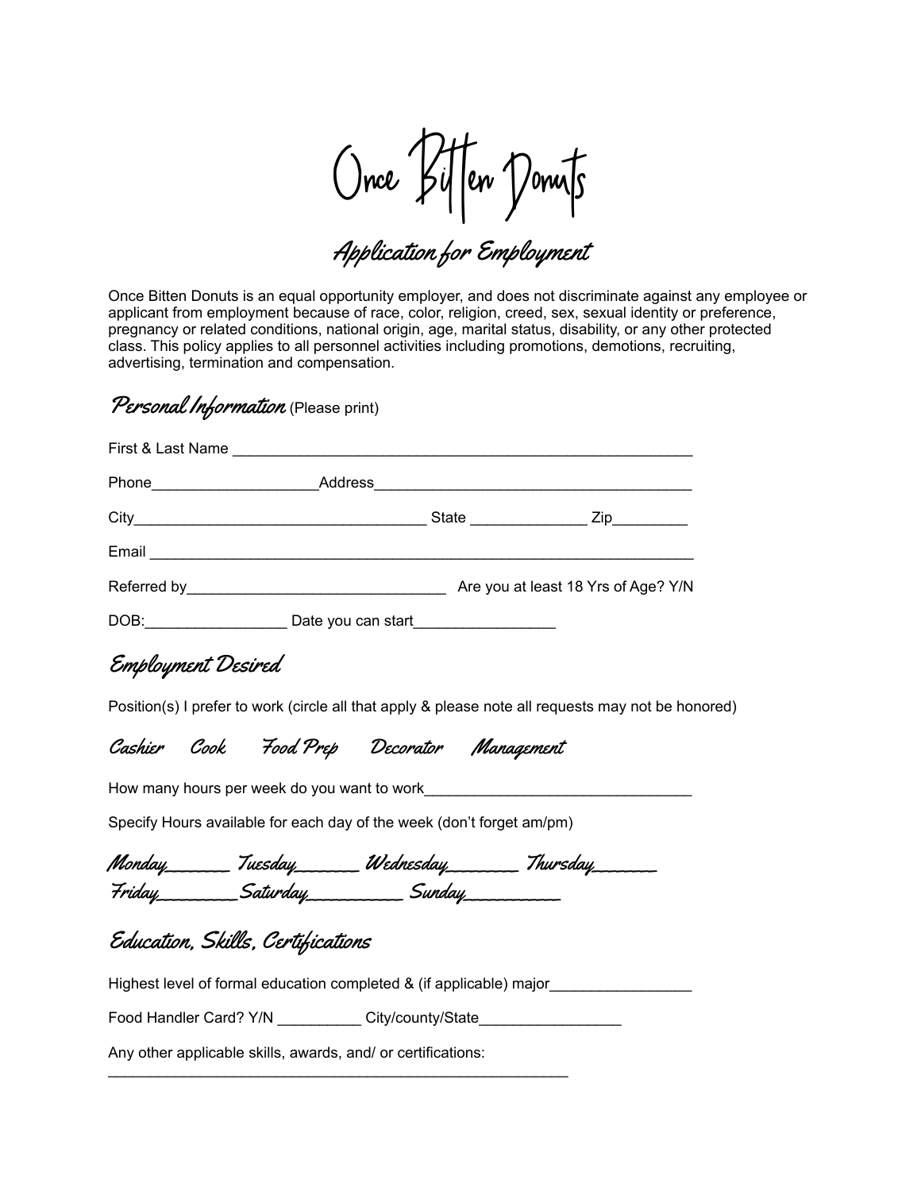# Once Bitten Donuts

## Application for Employment

Once Bitten Donuts is an equal opportunity employer, and does not discriminate against any employee or applicant from employment because of race, color, religion, creed, sex, sexual identity or preference, pregnancy or related conditions, national origin, age, marital status, disability, or any other protected class. This policy applies to all personnel activities including promotions, demotions, recruiting, advertising, termination and compensation.

### Personal Information (Please print)

First & Last Name ________________________________________________________

Phone___________________Address______________________________________

City___________________________________ State _____________ Zip_________

Email ________________________________________________________________

Referred by______________________________ Are you at least 18 Yrs of Age? Y/N

DOB:________________ Date you can start________________

### Employment Desired

Position(s) I prefer to work (circle all that apply & please note all requests may not be honored)

*Cashier* *Cook* *Food Prep* *Decorator* *Management*

How many hours per week do you want to work_______________________________

Specify Hours available for each day of the week (don't forget am/pm)

*Monday_______ Tuesday_______ Wednesday_______ Thursday_______*
*Friday_________Saturday___________ Sunday___________*

### Education, Skills, Certifications

Highest level of formal education completed & (if applicable) major________________

Food Handler Card? Y/N __________ City/county/State_________________

Any other applicable skills, awards, and/ or certifications:
__________________________________________________________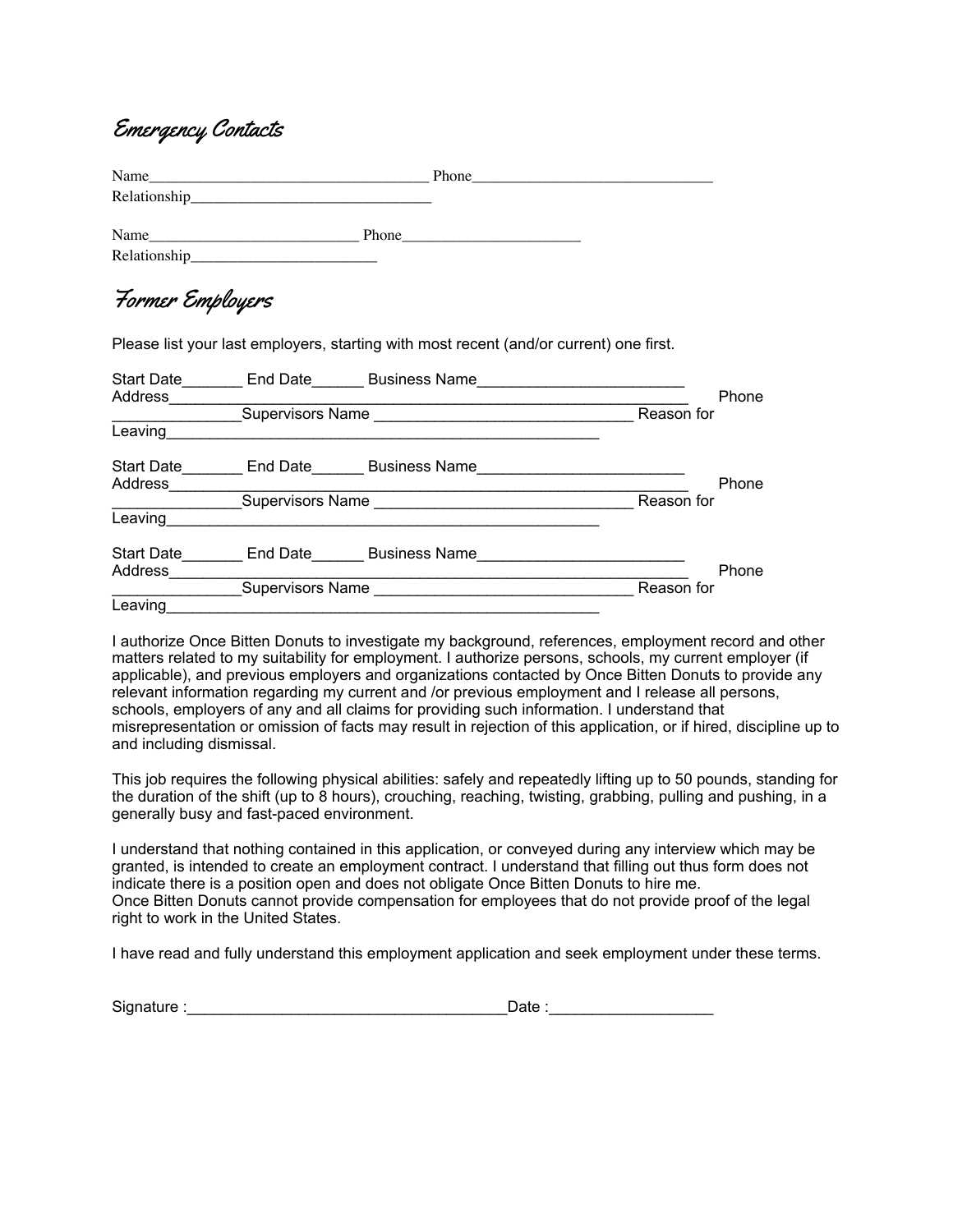## Emergency Contacts

Name___________________________________ Phone______________________________
Relationship______________________________

Name__________________________ Phone______________________
Relationship________________________

## Former Employers

Please list your last employers, starting with most recent (and/or current) one first.

Start Date_______ End Date______ Business Name________________________
Address______________________________________________________________ Phone
______________Supervisors Name ______________________________ Reason for
Leaving___________________________________________________

Start Date_______ End Date______ Business Name________________________
Address______________________________________________________________ Phone
______________Supervisors Name ______________________________ Reason for
Leaving___________________________________________________

Start Date_______ End Date______ Business Name________________________
Address______________________________________________________________ Phone
______________Supervisors Name ______________________________ Reason for
Leaving___________________________________________________

I authorize Once Bitten Donuts to investigate my background, references, employment record and other matters related to my suitability for employment. I authorize persons, schools, my current employer (if applicable), and previous employers and organizations contacted by Once Bitten Donuts to provide any relevant information regarding my current and /or previous employment and I release all persons, schools, employers of any and all claims for providing such information. I understand that misrepresentation or omission of facts may result in rejection of this application, or if hired, discipline up to and including dismissal.

This job requires the following physical abilities: safely and repeatedly lifting up to 50 pounds, standing for the duration of the shift (up to 8 hours), crouching, reaching, twisting, grabbing, pulling and pushing, in a generally busy and fast-paced environment.

I understand that nothing contained in this application, or conveyed during any interview which may be granted, is intended to create an employment contract. I understand that filling out thus form does not indicate there is a position open and does not obligate Once Bitten Donuts to hire me.
Once Bitten Donuts cannot provide compensation for employees that do not provide proof of the legal right to work in the United States.

I have read and fully understand this employment application and seek employment under these terms.

Signature :_____________________________________Date :__________________